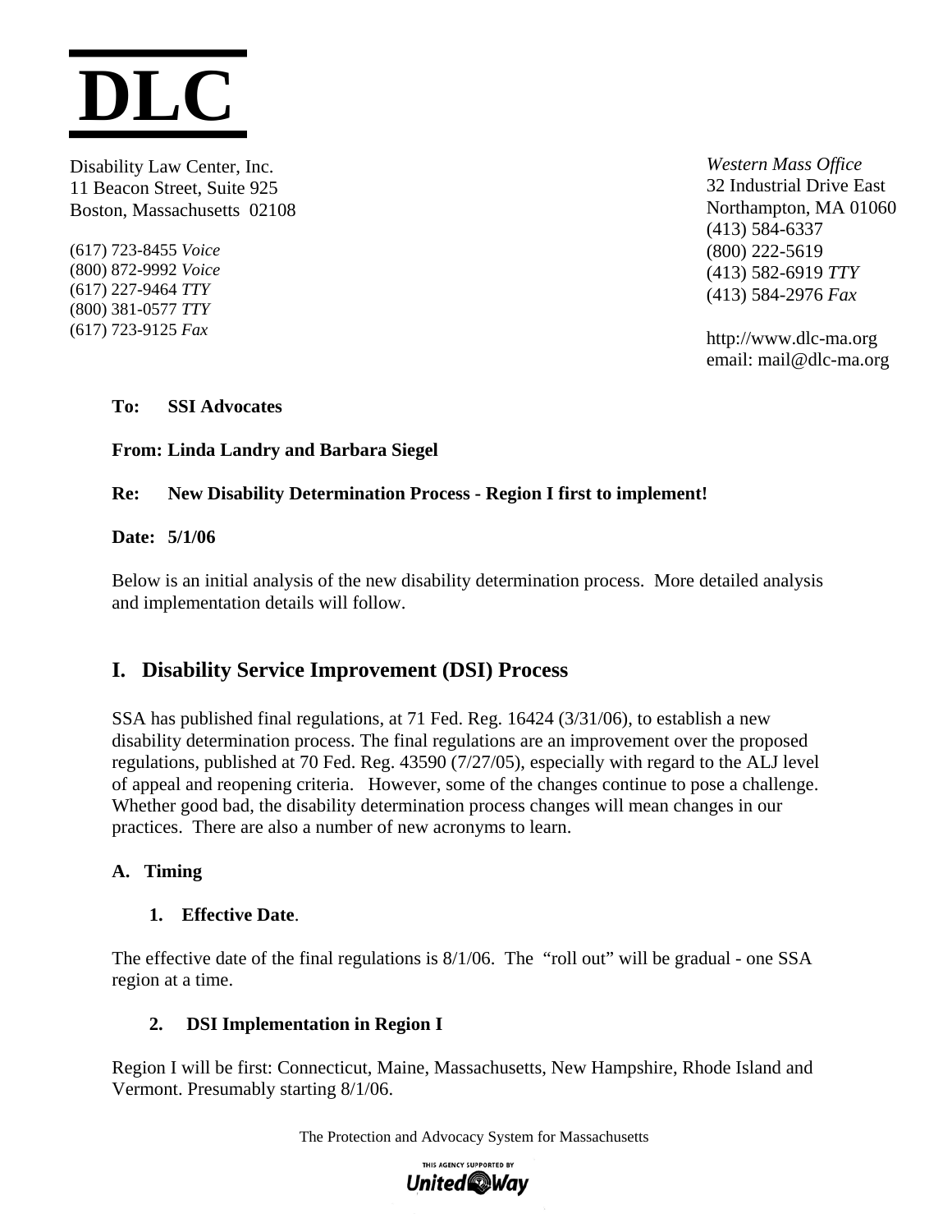# DLC

Disability Law Center, Inc.
11 Beacon Street, Suite 925
Boston, Massachusetts 02108

(617) 723-8455 *Voice*
(800) 872-9992 *Voice*
(617) 227-9464 *TTY*
(800) 381-0577 *TTY*
(617) 723-9125 *Fax*

*Western Mass Office*
32 Industrial Drive East
Northampton, MA 01060
(413) 584-6337
(800) 222-5619
(413) 582-6919 *TTY*
(413) 584-2976 *Fax*

http://www.dlc-ma.org
email: mail@dlc-ma.org

**To: SSI Advocates**

**From: Linda Landry and Barbara Siegel**

**Re: New Disability Determination Process - Region I first to implement!**

**Date: 5/1/06**

Below is an initial analysis of the new disability determination process. More detailed analysis and implementation details will follow.

## I. Disability Service Improvement (DSI) Process

SSA has published final regulations, at 71 Fed. Reg. 16424 (3/31/06), to establish a new disability determination process. The final regulations are an improvement over the proposed regulations, published at 70 Fed. Reg. 43590 (7/27/05), especially with regard to the ALJ level of appeal and reopening criteria. However, some of the changes continue to pose a challenge. Whether good bad, the disability determination process changes will mean changes in our practices. There are also a number of new acronyms to learn.

### A. Timing

#### 1. Effective Date.

The effective date of the final regulations is 8/1/06. The "roll out" will be gradual - one SSA region at a time.

#### 2. DSI Implementation in Region I

Region I will be first: Connecticut, Maine, Massachusetts, New Hampshire, Rhode Island and Vermont. Presumably starting 8/1/06.

The Protection and Advocacy System for Massachusetts

THIS AGENCY SUPPORTED BY United Way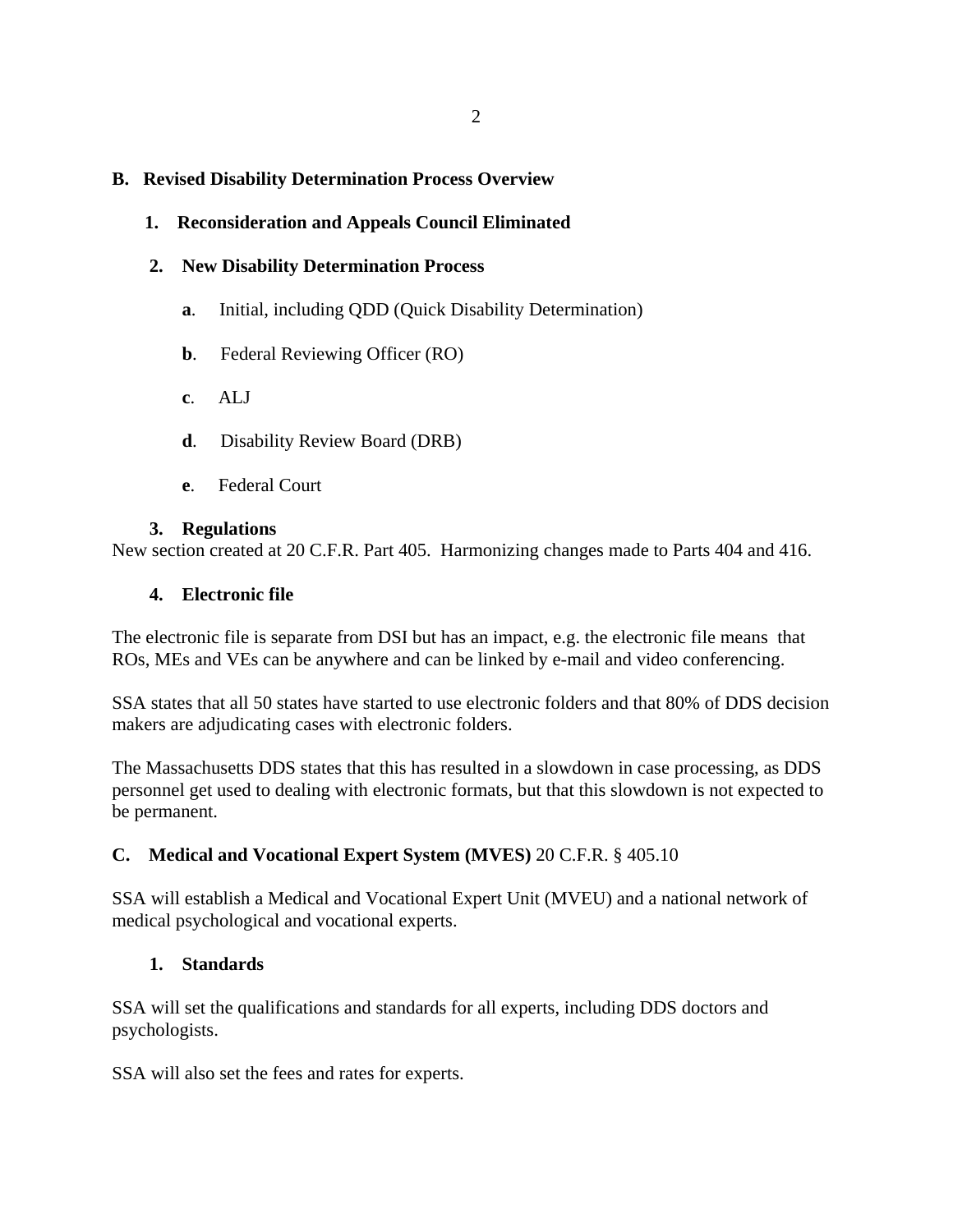## B. Revised Disability Determination Process Overview

### 1. Reconsideration and Appeals Council Eliminated

### 2. New Disability Determination Process

- **a**. Initial, including QDD (Quick Disability Determination)
- **b**. Federal Reviewing Officer (RO)
- **c**. ALJ
- **d**. Disability Review Board (DRB)
- **e**. Federal Court

### 3. Regulations

New section created at 20 C.F.R. Part 405. Harmonizing changes made to Parts 404 and 416.

### 4. Electronic file

The electronic file is separate from DSI but has an impact, e.g. the electronic file means that ROs, MEs and VEs can be anywhere and can be linked by e-mail and video conferencing.

SSA states that all 50 states have started to use electronic folders and that 80% of DDS decision makers are adjudicating cases with electronic folders.

The Massachusetts DDS states that this has resulted in a slowdown in case processing, as DDS personnel get used to dealing with electronic formats, but that this slowdown is not expected to be permanent.

## C. Medical and Vocational Expert System (MVES) 20 C.F.R. § 405.10

SSA will establish a Medical and Vocational Expert Unit (MVEU) and a national network of medical psychological and vocational experts.

### 1. Standards

SSA will set the qualifications and standards for all experts, including DDS doctors and psychologists.

SSA will also set the fees and rates for experts.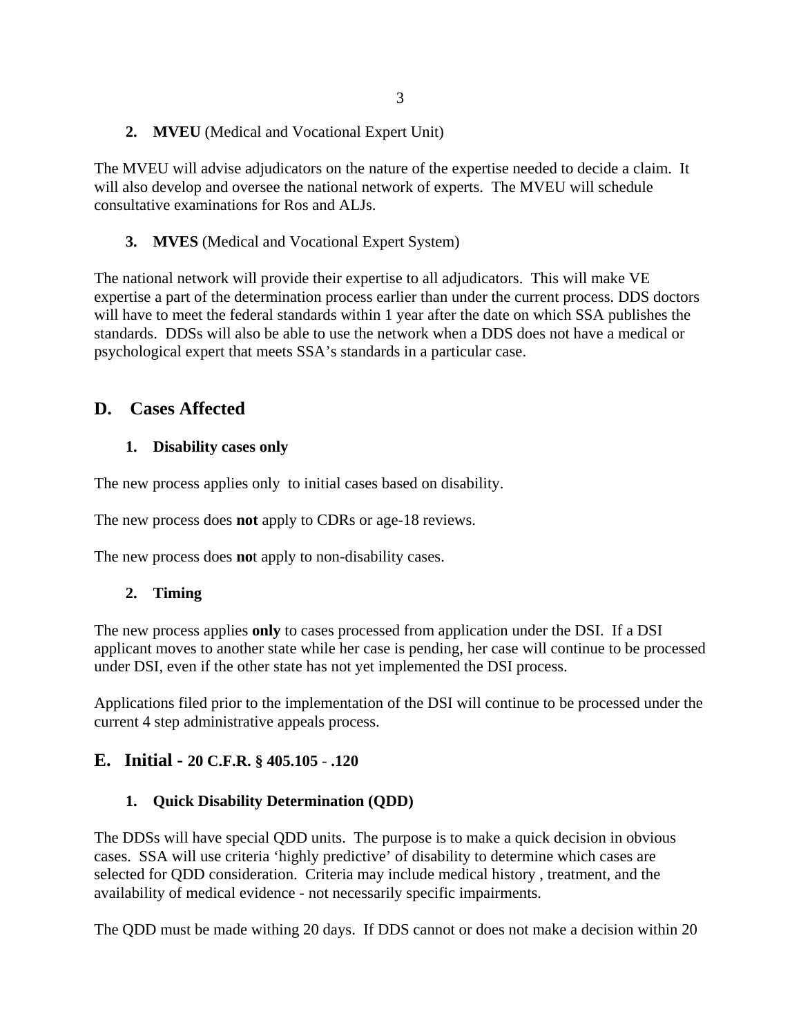**2. MVEU** (Medical and Vocational Expert Unit)

The MVEU will advise adjudicators on the nature of the expertise needed to decide a claim. It will also develop and oversee the national network of experts. The MVEU will schedule consultative examinations for Ros and ALJs.

**3. MVES** (Medical and Vocational Expert System)

The national network will provide their expertise to all adjudicators. This will make VE expertise a part of the determination process earlier than under the current process. DDS doctors will have to meet the federal standards within 1 year after the date on which SSA publishes the standards. DDSs will also be able to use the network when a DDS does not have a medical or psychological expert that meets SSA's standards in a particular case.

## D. Cases Affected

### 1. Disability cases only

The new process applies only to initial cases based on disability.

The new process does **not** apply to CDRs or age-18 reviews.

The new process does **no**t apply to non-disability cases.

### 2. Timing

The new process applies **only** to cases processed from application under the DSI. If a DSI applicant moves to another state while her case is pending, her case will continue to be processed under DSI, even if the other state has not yet implemented the DSI process.

Applications filed prior to the implementation of the DSI will continue to be processed under the current 4 step administrative appeals process.

## E. Initial - 20 C.F.R. § 405.105 - .120

### 1. Quick Disability Determination (QDD)

The DDSs will have special QDD units. The purpose is to make a quick decision in obvious cases. SSA will use criteria 'highly predictive' of disability to determine which cases are selected for QDD consideration. Criteria may include medical history , treatment, and the availability of medical evidence - not necessarily specific impairments.

The QDD must be made withing 20 days. If DDS cannot or does not make a decision within 20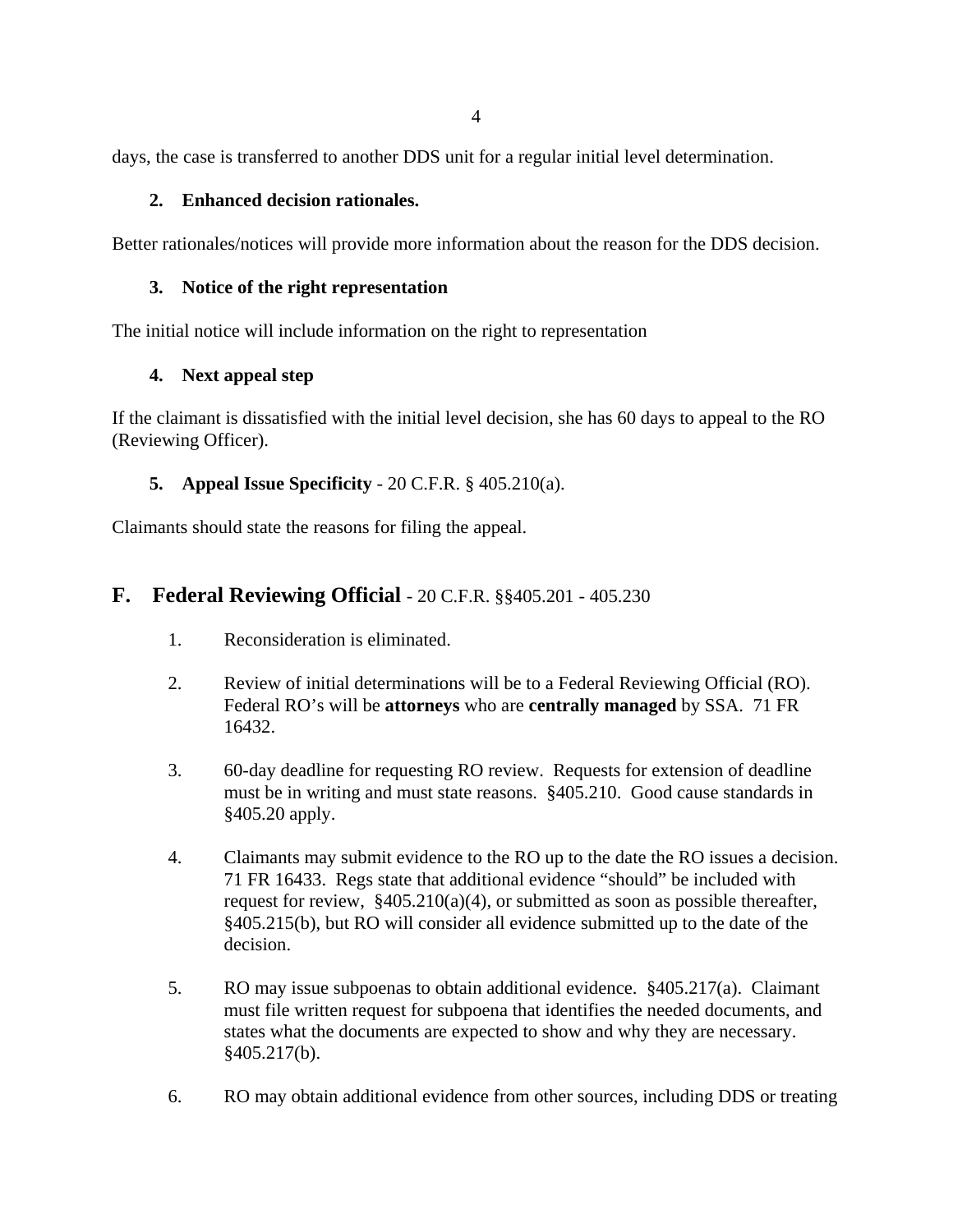days, the case is transferred to another DDS unit for a regular initial level determination.

### 2. Enhanced decision rationales.

Better rationales/notices will provide more information about the reason for the DDS decision.

### 3. Notice of the right representation

The initial notice will include information on the right to representation

### 4. Next appeal step

If the claimant is dissatisfied with the initial level decision, she has 60 days to appeal to the RO (Reviewing Officer).

### 5. Appeal Issue Specificity - 20 C.F.R. § 405.210(a).

Claimants should state the reasons for filing the appeal.

## F. Federal Reviewing Official - 20 C.F.R. §§405.201 - 405.230

1. Reconsideration is eliminated.

2. Review of initial determinations will be to a Federal Reviewing Official (RO). Federal RO's will be **attorneys** who are **centrally managed** by SSA. 71 FR 16432.

3. 60-day deadline for requesting RO review. Requests for extension of deadline must be in writing and must state reasons. §405.210. Good cause standards in §405.20 apply.

4. Claimants may submit evidence to the RO up to the date the RO issues a decision. 71 FR 16433. Regs state that additional evidence "should" be included with request for review, §405.210(a)(4), or submitted as soon as possible thereafter, §405.215(b), but RO will consider all evidence submitted up to the date of the decision.

5. RO may issue subpoenas to obtain additional evidence. §405.217(a). Claimant must file written request for subpoena that identifies the needed documents, and states what the documents are expected to show and why they are necessary. §405.217(b).

6. RO may obtain additional evidence from other sources, including DDS or treating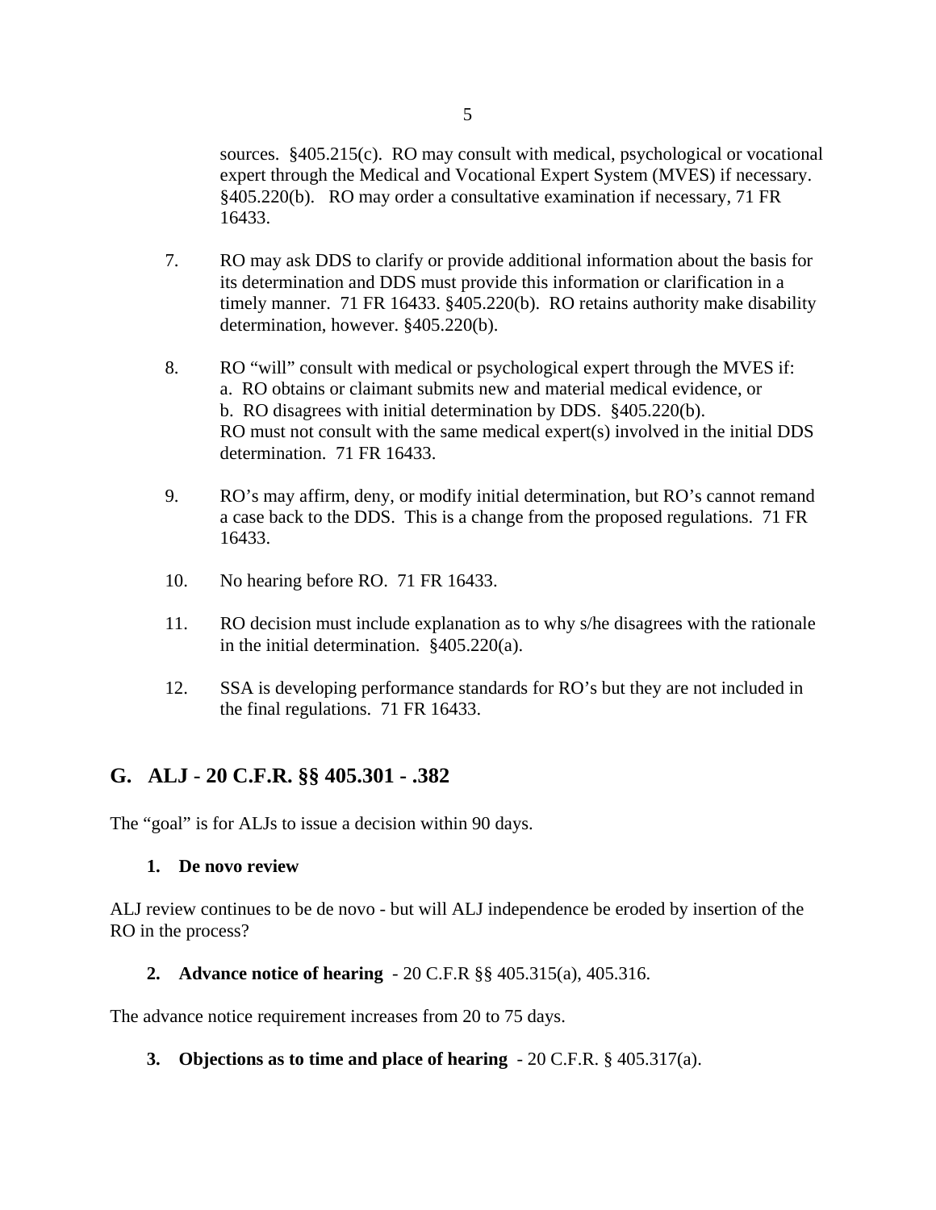sources. §405.215(c). RO may consult with medical, psychological or vocational expert through the Medical and Vocational Expert System (MVES) if necessary. §405.220(b). RO may order a consultative examination if necessary, 71 FR 16433.

7. RO may ask DDS to clarify or provide additional information about the basis for its determination and DDS must provide this information or clarification in a timely manner. 71 FR 16433. §405.220(b). RO retains authority make disability determination, however. §405.220(b).

8. RO "will" consult with medical or psychological expert through the MVES if:
   a. RO obtains or claimant submits new and material medical evidence, or
   b. RO disagrees with initial determination by DDS. §405.220(b).
   RO must not consult with the same medical expert(s) involved in the initial DDS determination. 71 FR 16433.

9. RO's may affirm, deny, or modify initial determination, but RO's cannot remand a case back to the DDS. This is a change from the proposed regulations. 71 FR 16433.

10. No hearing before RO. 71 FR 16433.

11. RO decision must include explanation as to why s/he disagrees with the rationale in the initial determination. §405.220(a).

12. SSA is developing performance standards for RO's but they are not included in the final regulations. 71 FR 16433.

## G. ALJ - 20 C.F.R. §§ 405.301 - .382

The "goal" is for ALJs to issue a decision within 90 days.

### 1. De novo review

ALJ review continues to be de novo - but will ALJ independence be eroded by insertion of the RO in the process?

### 2. Advance notice of hearing - 20 C.F.R §§ 405.315(a), 405.316.

The advance notice requirement increases from 20 to 75 days.

### 3. Objections as to time and place of hearing - 20 C.F.R. § 405.317(a).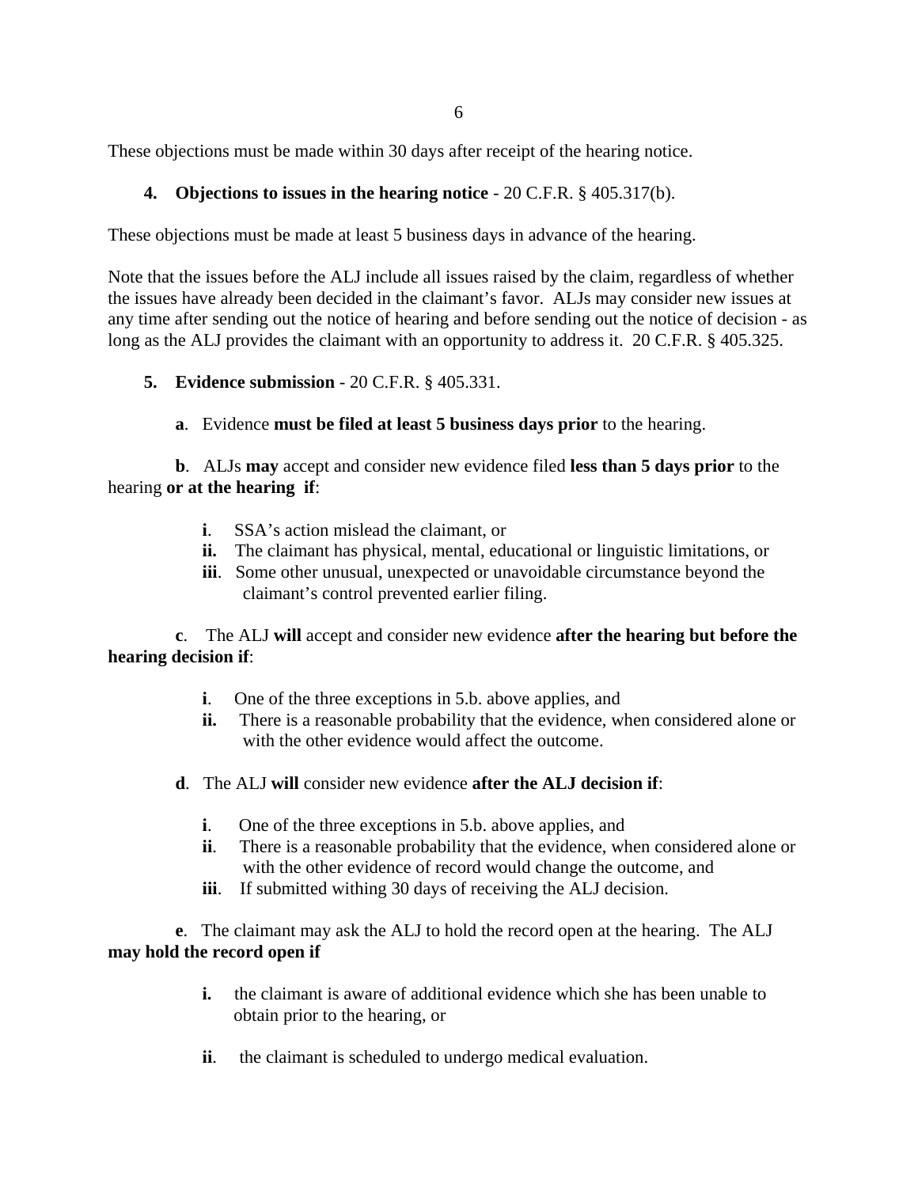These objections must be made within 30 days after receipt of the hearing notice.

4. **Objections to issues in the hearing notice** - 20 C.F.R. § 405.317(b).

These objections must be made at least 5 business days in advance of the hearing.

Note that the issues before the ALJ include all issues raised by the claim, regardless of whether the issues have already been decided in the claimant's favor. ALJs may consider new issues at any time after sending out the notice of hearing and before sending out the notice of decision - as long as the ALJ provides the claimant with an opportunity to address it. 20 C.F.R. § 405.325.

5. **Evidence submission** - 20 C.F.R. § 405.331.

**a**. Evidence **must be filed at least 5 business days prior** to the hearing.

**b**. ALJs **may** accept and consider new evidence filed **less than 5 days prior** to the hearing **or at the hearing if**:

- **i**. SSA's action mislead the claimant, or
- **ii.** The claimant has physical, mental, educational or linguistic limitations, or
- **iii**. Some other unusual, unexpected or unavoidable circumstance beyond the claimant's control prevented earlier filing.

**c**. The ALJ **will** accept and consider new evidence **after the hearing but before the hearing decision if**:

- **i**. One of the three exceptions in 5.b. above applies, and
- **ii.** There is a reasonable probability that the evidence, when considered alone or with the other evidence would affect the outcome.

**d**. The ALJ **will** consider new evidence **after the ALJ decision if**:

- **i**. One of the three exceptions in 5.b. above applies, and
- **ii**. There is a reasonable probability that the evidence, when considered alone or with the other evidence of record would change the outcome, and
- **iii**. If submitted withing 30 days of receiving the ALJ decision.

**e**. The claimant may ask the ALJ to hold the record open at the hearing. The ALJ **may hold the record open if**

- **i.** the claimant is aware of additional evidence which she has been unable to obtain prior to the hearing, or
- **ii**. the claimant is scheduled to undergo medical evaluation.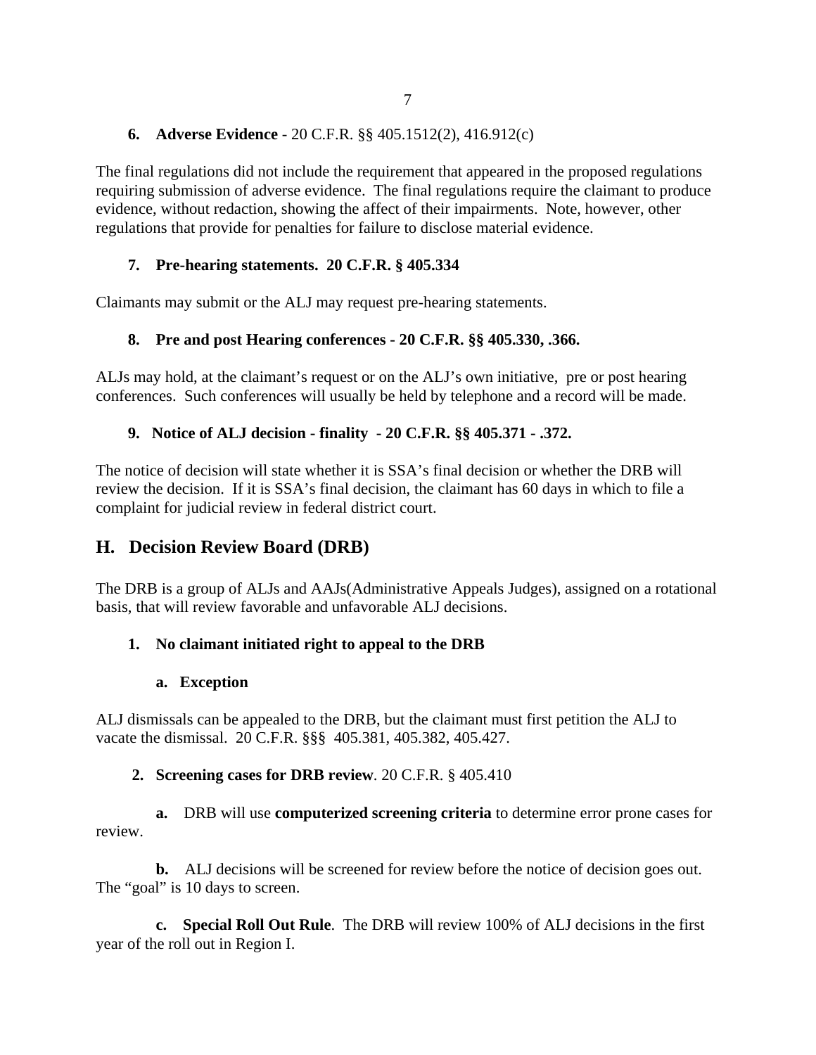### 6. **Adverse Evidence** - 20 C.F.R. §§ 405.1512(2), 416.912(c)

The final regulations did not include the requirement that appeared in the proposed regulations requiring submission of adverse evidence. The final regulations require the claimant to produce evidence, without redaction, showing the affect of their impairments. Note, however, other regulations that provide for penalties for failure to disclose material evidence.

### 7. **Pre-hearing statements. 20 C.F.R. § 405.334**

Claimants may submit or the ALJ may request pre-hearing statements.

### 8. **Pre and post Hearing conferences - 20 C.F.R. §§ 405.330, .366.**

ALJs may hold, at the claimant's request or on the ALJ's own initiative, pre or post hearing conferences. Such conferences will usually be held by telephone and a record will be made.

### 9. **Notice of ALJ decision - finality - 20 C.F.R. §§ 405.371 - .372.**

The notice of decision will state whether it is SSA's final decision or whether the DRB will review the decision. If it is SSA's final decision, the claimant has 60 days in which to file a complaint for judicial review in federal district court.

## H. Decision Review Board (DRB)

The DRB is a group of ALJs and AAJs(Administrative Appeals Judges), assigned on a rotational basis, that will review favorable and unfavorable ALJ decisions.

### 1. **No claimant initiated right to appeal to the DRB**

#### a. **Exception**

ALJ dismissals can be appealed to the DRB, but the claimant must first petition the ALJ to vacate the dismissal. 20 C.F.R. §§§ 405.381, 405.382, 405.427.

### 2. **Screening cases for DRB review**. 20 C.F.R. § 405.410

**a.** DRB will use **computerized screening criteria** to determine error prone cases for review.

**b.** ALJ decisions will be screened for review before the notice of decision goes out. The "goal" is 10 days to screen.

**c. Special Roll Out Rule**. The DRB will review 100% of ALJ decisions in the first year of the roll out in Region I.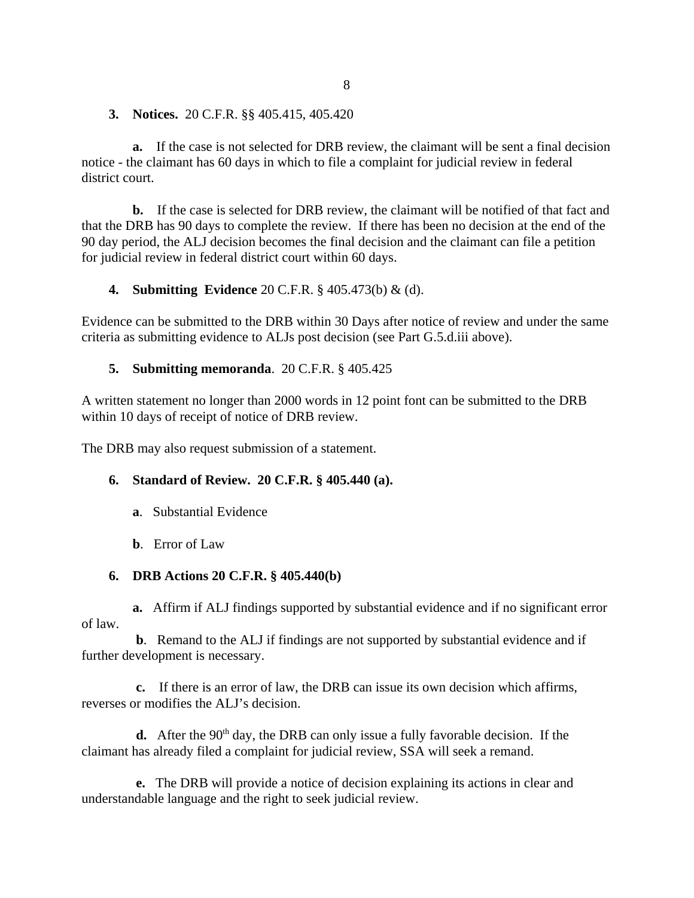**3. Notices.** 20 C.F.R. §§ 405.415, 405.420

**a.** If the case is not selected for DRB review, the claimant will be sent a final decision notice - the claimant has 60 days in which to file a complaint for judicial review in federal district court.

**b.** If the case is selected for DRB review, the claimant will be notified of that fact and that the DRB has 90 days to complete the review. If there has been no decision at the end of the 90 day period, the ALJ decision becomes the final decision and the claimant can file a petition for judicial review in federal district court within 60 days.

**4. Submitting Evidence** 20 C.F.R. § 405.473(b) & (d).

Evidence can be submitted to the DRB within 30 Days after notice of review and under the same criteria as submitting evidence to ALJs post decision (see Part G.5.d.iii above).

**5. Submitting memoranda**. 20 C.F.R. § 405.425

A written statement no longer than 2000 words in 12 point font can be submitted to the DRB within 10 days of receipt of notice of DRB review.

The DRB may also request submission of a statement.

**6. Standard of Review. 20 C.F.R. § 405.440 (a).**

**a**. Substantial Evidence

**b**. Error of Law

**6. DRB Actions 20 C.F.R. § 405.440(b)**

**a.** Affirm if ALJ findings supported by substantial evidence and if no significant error of law.

**b**. Remand to the ALJ if findings are not supported by substantial evidence and if further development is necessary.

**c.** If there is an error of law, the DRB can issue its own decision which affirms, reverses or modifies the ALJ's decision.

**d.** After the 90th day, the DRB can only issue a fully favorable decision. If the claimant has already filed a complaint for judicial review, SSA will seek a remand.

**e.** The DRB will provide a notice of decision explaining its actions in clear and understandable language and the right to seek judicial review.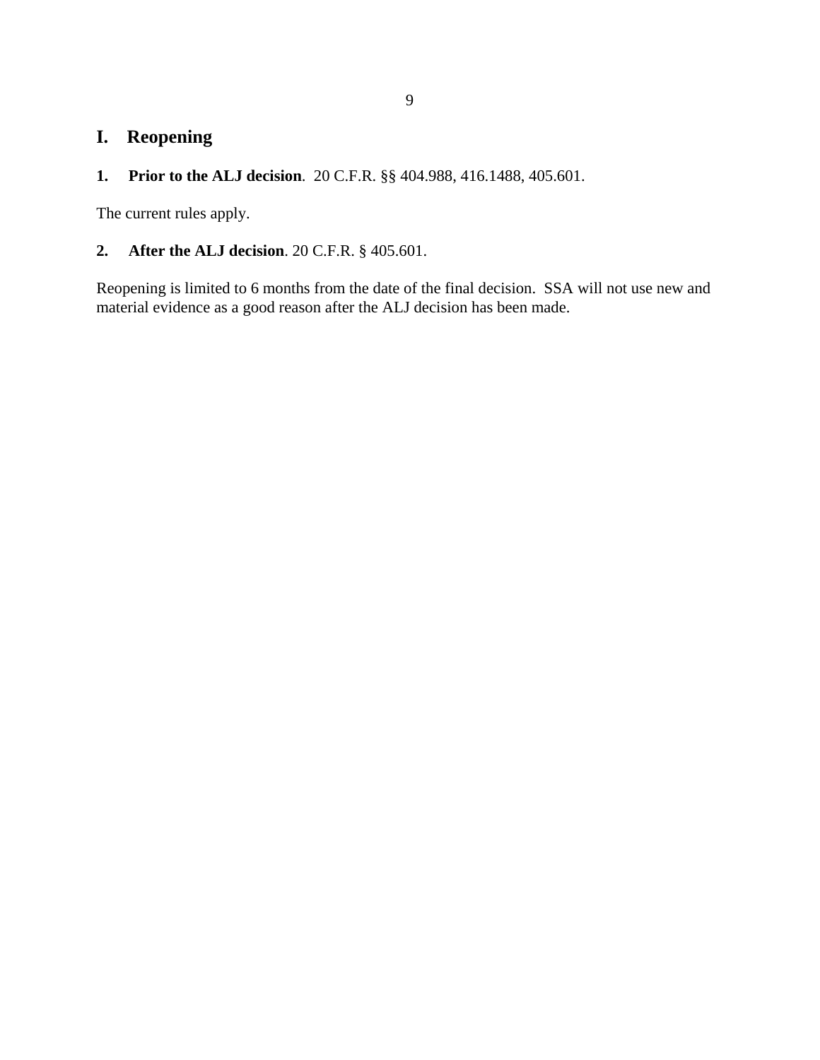## I. Reopening

**1. Prior to the ALJ decision**. 20 C.F.R. §§ 404.988, 416.1488, 405.601.

The current rules apply.

**2. After the ALJ decision**. 20 C.F.R. § 405.601.

Reopening is limited to 6 months from the date of the final decision. SSA will not use new and material evidence as a good reason after the ALJ decision has been made.